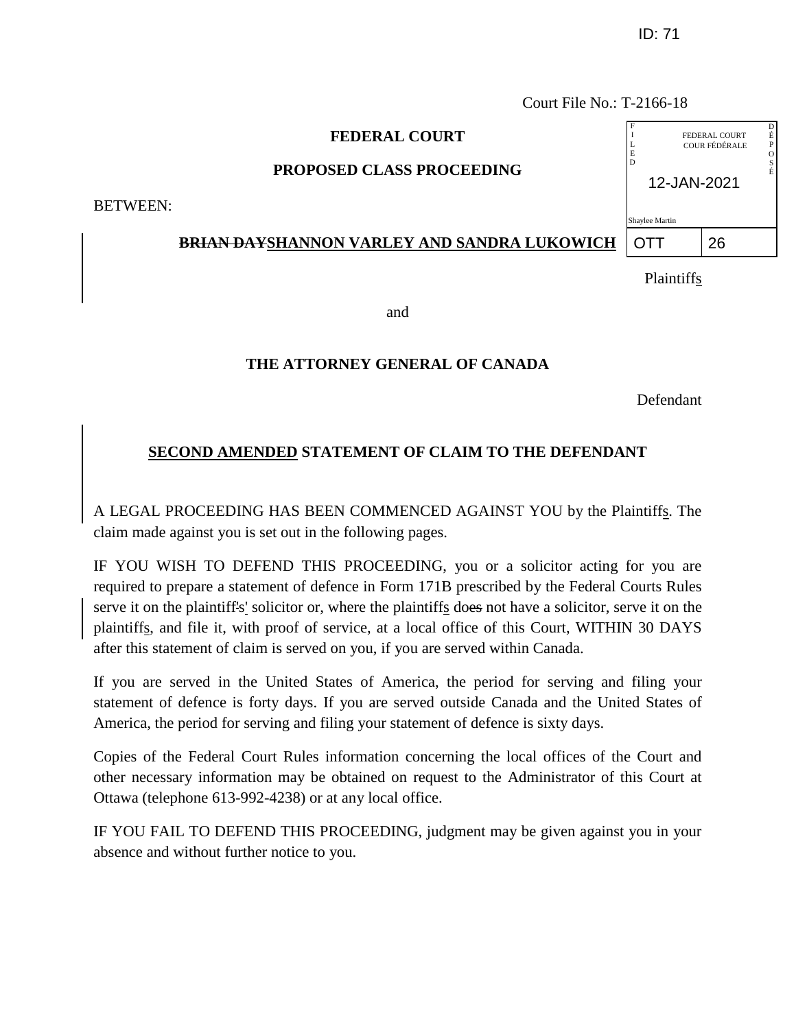ID: 71

Court File No.: T-2166-18

FEDERAL COURT
COUR FÉDÉRALE
FILED / DÉPOSÉ
12-JAN-2021
Shaylee Martin
OTT | 26

**FEDERAL COURT**

**PROPOSED CLASS PROCEEDING**

BETWEEN:

**~~BRIAN DAY~~SHANNON VARLEY AND SANDRA LUKOWICH**

Plaintiffs

and

**THE ATTORNEY GENERAL OF CANADA**

Defendant

## SECOND AMENDED STATEMENT OF CLAIM TO THE DEFENDANT

A LEGAL PROCEEDING HAS BEEN COMMENCED AGAINST YOU by the Plaintiffs. The claim made against you is set out in the following pages.

IF YOU WISH TO DEFEND THIS PROCEEDING, you or a solicitor acting for you are required to prepare a statement of defence in Form 171B prescribed by the Federal Courts Rules serve it on the plaintiffs' solicitor or, where the plaintiffs do~~es~~ not have a solicitor, serve it on the plaintiffs, and file it, with proof of service, at a local office of this Court, WITHIN 30 DAYS after this statement of claim is served on you, if you are served within Canada.

If you are served in the United States of America, the period for serving and filing your statement of defence is forty days. If you are served outside Canada and the United States of America, the period for serving and filing your statement of defence is sixty days.

Copies of the Federal Court Rules information concerning the local offices of the Court and other necessary information may be obtained on request to the Administrator of this Court at Ottawa (telephone 613-992-4238) or at any local office.

IF YOU FAIL TO DEFEND THIS PROCEEDING, judgment may be given against you in your absence and without further notice to you.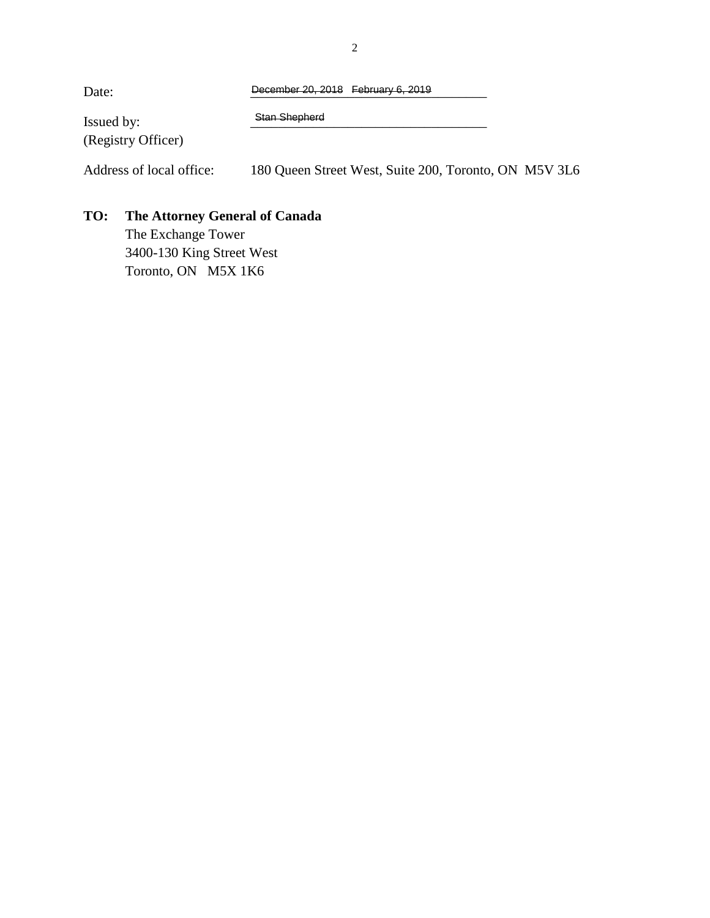Date: ~~December 20, 2018~~ ~~February 6, 2019~~

Issued by:
(Registry Officer) ~~Stan Shepherd~~

Address of local office: 180 Queen Street West, Suite 200, Toronto, ON M5V 3L6

**TO: The Attorney General of Canada**
The Exchange Tower
3400-130 King Street West
Toronto, ON M5X 1K6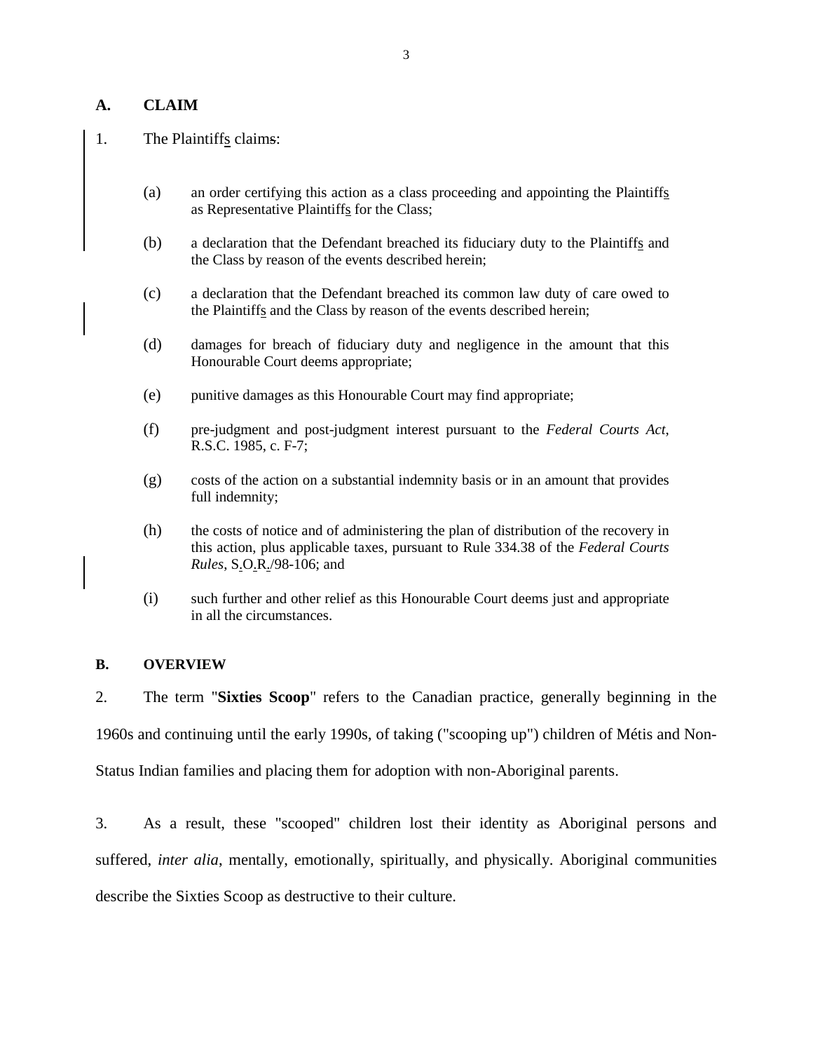## A. CLAIM

1. The Plaintiffs claims:

   (a) an order certifying this action as a class proceeding and appointing the Plaintiffs as Representative Plaintiffs for the Class;

   (b) a declaration that the Defendant breached its fiduciary duty to the Plaintiffs and the Class by reason of the events described herein;

   (c) a declaration that the Defendant breached its common law duty of care owed to the Plaintiffs and the Class by reason of the events described herein;

   (d) damages for breach of fiduciary duty and negligence in the amount that this Honourable Court deems appropriate;

   (e) punitive damages as this Honourable Court may find appropriate;

   (f) pre-judgment and post-judgment interest pursuant to the *Federal Courts Act*, R.S.C. 1985, c. F-7;

   (g) costs of the action on a substantial indemnity basis or in an amount that provides full indemnity;

   (h) the costs of notice and of administering the plan of distribution of the recovery in this action, plus applicable taxes, pursuant to Rule 334.38 of the *Federal Courts Rules*, S.O.R./98-106; and

   (i) such further and other relief as this Honourable Court deems just and appropriate in all the circumstances.

## B. OVERVIEW

2. The term "**Sixties Scoop**" refers to the Canadian practice, generally beginning in the 1960s and continuing until the early 1990s, of taking ("scooping up") children of Métis and Non-Status Indian families and placing them for adoption with non-Aboriginal parents.

3. As a result, these "scooped" children lost their identity as Aboriginal persons and suffered, *inter alia*, mentally, emotionally, spiritually, and physically. Aboriginal communities describe the Sixties Scoop as destructive to their culture.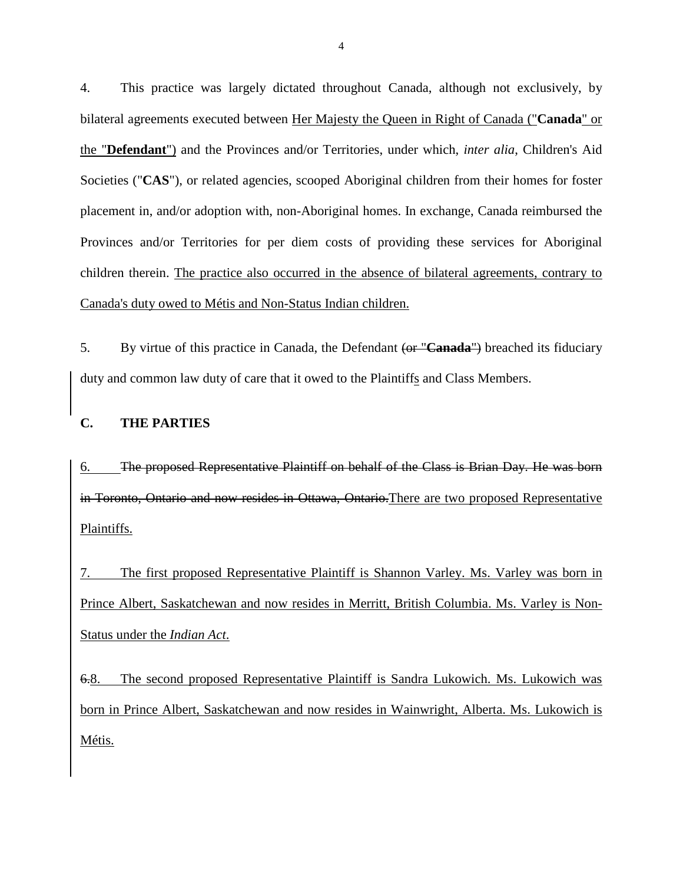4. This practice was largely dictated throughout Canada, although not exclusively, by bilateral agreements executed between <u>Her Majesty the Queen in Right of Canada ("**Canada**" or the "**Defendant**")</u> and the Provinces and/or Territories, under which, *inter alia*, Children's Aid Societies ("**CAS**"), or related agencies, scooped Aboriginal children from their homes for foster placement in, and/or adoption with, non-Aboriginal homes. In exchange, Canada reimbursed the Provinces and/or Territories for per diem costs of providing these services for Aboriginal children therein. <u>The practice also occurred in the absence of bilateral agreements, contrary to Canada's duty owed to Métis and Non-Status Indian children.</u>

5. By virtue of this practice in Canada, the Defendant ~~(or "**Canada**")~~ breached its fiduciary duty and common law duty of care that it owed to the Plaintiff<u>s</u> and Class Members.

## C. THE PARTIES

<u>6.</u> ~~The proposed Representative Plaintiff on behalf of the Class is Brian Day. He was born in Toronto, Ontario and now resides in Ottawa, Ontario.~~<u>There are two proposed Representative Plaintiffs.</u>

<u>7. The first proposed Representative Plaintiff is Shannon Varley. Ms. Varley was born in Prince Albert, Saskatchewan and now resides in Merritt, British Columbia. Ms. Varley is Non-Status under the *Indian Act*.</u>

~~6.~~<u>8. The second proposed Representative Plaintiff is Sandra Lukowich. Ms. Lukowich was born in Prince Albert, Saskatchewan and now resides in Wainwright, Alberta. Ms. Lukowich is Métis.</u>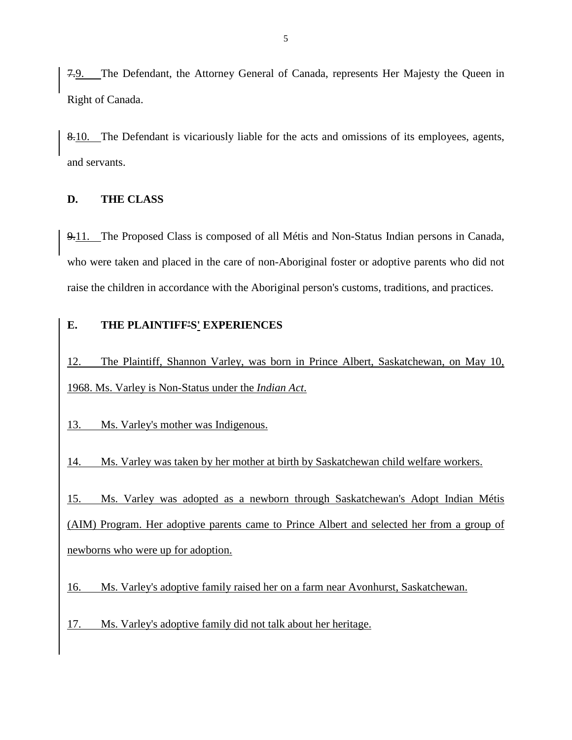~~7.~~9. The Defendant, the Attorney General of Canada, represents Her Majesty the Queen in Right of Canada.

~~8.~~10. The Defendant is vicariously liable for the acts and omissions of its employees, agents, and servants.

**D. THE CLASS**

~~9.~~11. The Proposed Class is composed of all Métis and Non-Status Indian persons in Canada, who were taken and placed in the care of non-Aboriginal foster or adoptive parents who did not raise the children in accordance with the Aboriginal person's customs, traditions, and practices.

**E. THE PLAINTIFF~~'~~S' EXPERIENCES**

12. The Plaintiff, Shannon Varley, was born in Prince Albert, Saskatchewan, on May 10, 1968. Ms. Varley is Non-Status under the *Indian Act*.

13. Ms. Varley's mother was Indigenous.

14. Ms. Varley was taken by her mother at birth by Saskatchewan child welfare workers.

15. Ms. Varley was adopted as a newborn through Saskatchewan's Adopt Indian Métis (AIM) Program. Her adoptive parents came to Prince Albert and selected her from a group of newborns who were up for adoption.

16. Ms. Varley's adoptive family raised her on a farm near Avonhurst, Saskatchewan.

17. Ms. Varley's adoptive family did not talk about her heritage.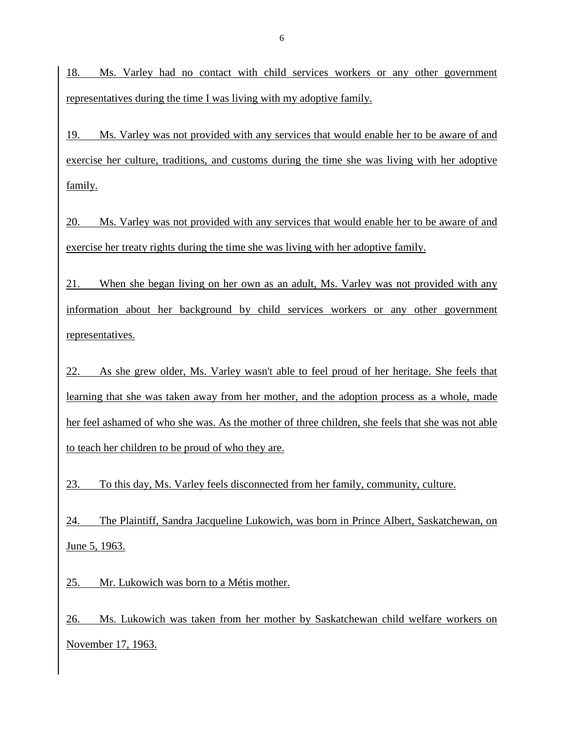18. Ms. Varley had no contact with child services workers or any other government representatives during the time I was living with my adoptive family.

19. Ms. Varley was not provided with any services that would enable her to be aware of and exercise her culture, traditions, and customs during the time she was living with her adoptive family.

20. Ms. Varley was not provided with any services that would enable her to be aware of and exercise her treaty rights during the time she was living with her adoptive family.

21. When she began living on her own as an adult, Ms. Varley was not provided with any information about her background by child services workers or any other government representatives.

22. As she grew older, Ms. Varley wasn't able to feel proud of her heritage. She feels that learning that she was taken away from her mother, and the adoption process as a whole, made her feel ashamed of who she was. As the mother of three children, she feels that she was not able to teach her children to be proud of who they are.

23. To this day, Ms. Varley feels disconnected from her family, community, culture.

24. The Plaintiff, Sandra Jacqueline Lukowich, was born in Prince Albert, Saskatchewan, on June 5, 1963.

25. Mr. Lukowich was born to a Métis mother.

26. Ms. Lukowich was taken from her mother by Saskatchewan child welfare workers on November 17, 1963.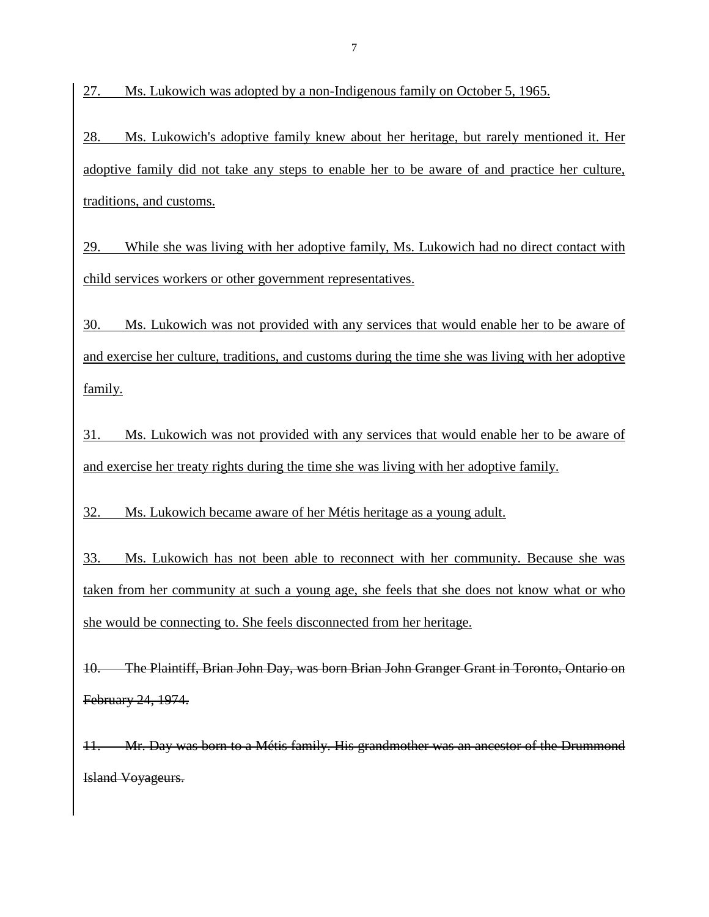<u>27. Ms. Lukowich was adopted by a non-Indigenous family on October 5, 1965.</u>

<u>28. Ms. Lukowich's adoptive family knew about her heritage, but rarely mentioned it. Her adoptive family did not take any steps to enable her to be aware of and practice her culture, traditions, and customs.</u>

<u>29. While she was living with her adoptive family, Ms. Lukowich had no direct contact with child services workers or other government representatives.</u>

<u>30. Ms. Lukowich was not provided with any services that would enable her to be aware of and exercise her culture, traditions, and customs during the time she was living with her adoptive family.</u>

<u>31. Ms. Lukowich was not provided with any services that would enable her to be aware of and exercise her treaty rights during the time she was living with her adoptive family.</u>

<u>32. Ms. Lukowich became aware of her Métis heritage as a young adult.</u>

<u>33. Ms. Lukowich has not been able to reconnect with her community. Because she was taken from her community at such a young age, she feels that she does not know what or who she would be connecting to. She feels disconnected from her heritage.</u>

~~10. The Plaintiff, Brian John Day, was born Brian John Granger Grant in Toronto, Ontario on February 24, 1974.~~

~~11. Mr. Day was born to a Métis family. His grandmother was an ancestor of the Drummond Island Voyageurs.~~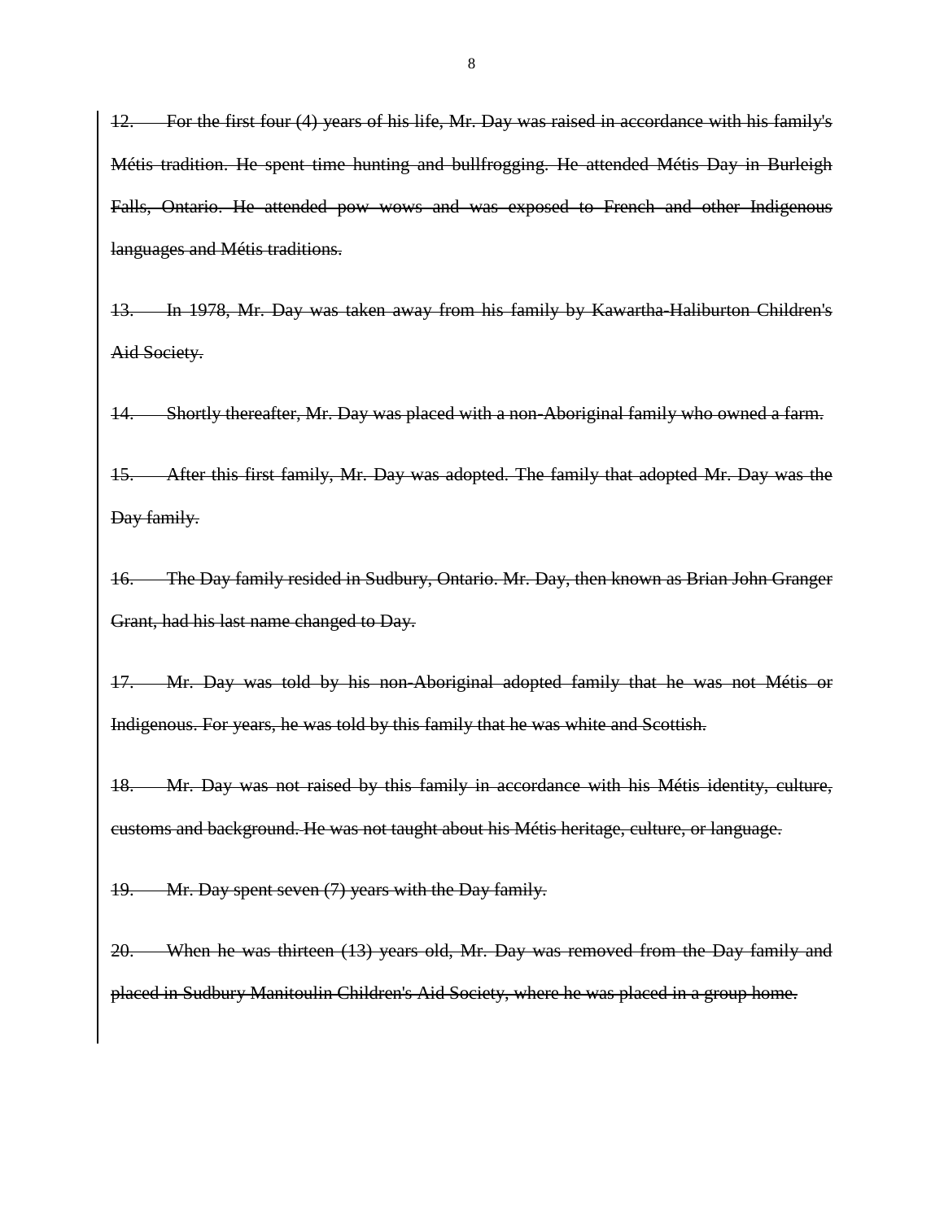~~12. For the first four (4) years of his life, Mr. Day was raised in accordance with his family's Métis tradition. He spent time hunting and bullfrogging. He attended Métis Day in Burleigh Falls, Ontario. He attended pow wows and was exposed to French and other Indigenous languages and Métis traditions.~~

~~13. In 1978, Mr. Day was taken away from his family by Kawartha-Haliburton Children's Aid Society.~~

~~14. Shortly thereafter, Mr. Day was placed with a non-Aboriginal family who owned a farm.~~

~~15. After this first family, Mr. Day was adopted. The family that adopted Mr. Day was the Day family.~~

~~16. The Day family resided in Sudbury, Ontario. Mr. Day, then known as Brian John Granger Grant, had his last name changed to Day.~~

~~17. Mr. Day was told by his non-Aboriginal adopted family that he was not Métis or Indigenous. For years, he was told by this family that he was white and Scottish.~~

~~18. Mr. Day was not raised by this family in accordance with his Métis identity, culture, customs and background. He was not taught about his Métis heritage, culture, or language.~~

~~19. Mr. Day spent seven (7) years with the Day family.~~

~~20. When he was thirteen (13) years old, Mr. Day was removed from the Day family and placed in Sudbury Manitoulin Children's Aid Society, where he was placed in a group home.~~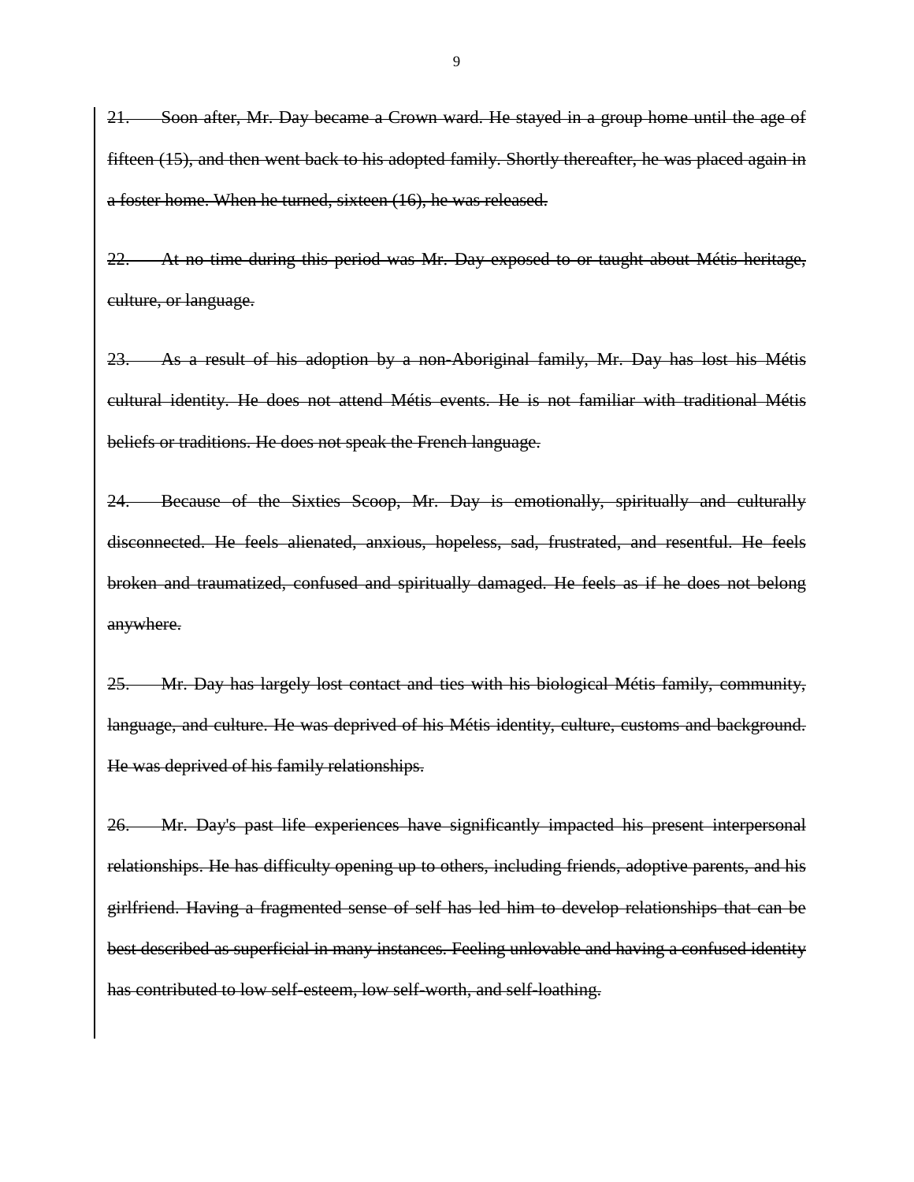~~21. Soon after, Mr. Day became a Crown ward. He stayed in a group home until the age of fifteen (15), and then went back to his adopted family. Shortly thereafter, he was placed again in a foster home. When he turned, sixteen (16), he was released.~~

~~22. At no time during this period was Mr. Day exposed to or taught about Métis heritage, culture, or language.~~

~~23. As a result of his adoption by a non-Aboriginal family, Mr. Day has lost his Métis cultural identity. He does not attend Métis events. He is not familiar with traditional Métis beliefs or traditions. He does not speak the French language.~~

~~24. Because of the Sixties Scoop, Mr. Day is emotionally, spiritually and culturally disconnected. He feels alienated, anxious, hopeless, sad, frustrated, and resentful. He feels broken and traumatized, confused and spiritually damaged. He feels as if he does not belong anywhere.~~

~~25. Mr. Day has largely lost contact and ties with his biological Métis family, community, language, and culture. He was deprived of his Métis identity, culture, customs and background. He was deprived of his family relationships.~~

~~26. Mr. Day's past life experiences have significantly impacted his present interpersonal relationships. He has difficulty opening up to others, including friends, adoptive parents, and his girlfriend. Having a fragmented sense of self has led him to develop relationships that can be best described as superficial in many instances. Feeling unlovable and having a confused identity has contributed to low self-esteem, low self-worth, and self-loathing.~~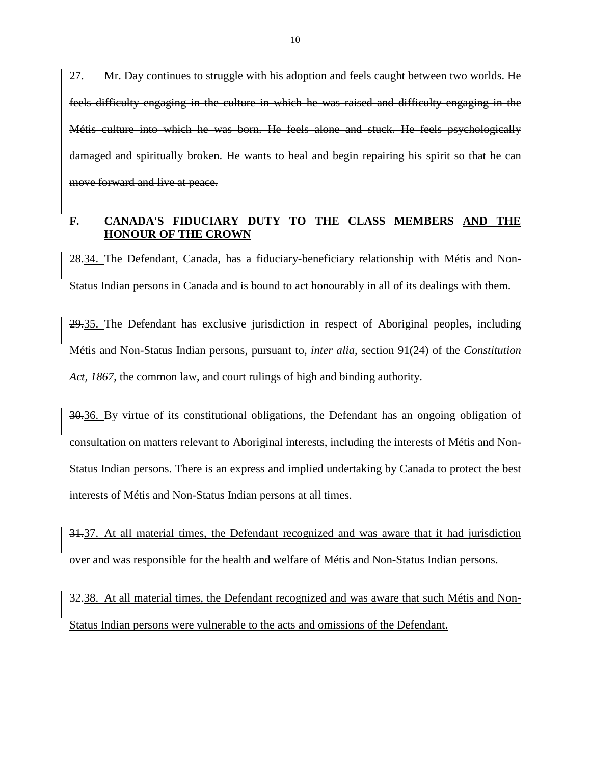~~27. Mr. Day continues to struggle with his adoption and feels caught between two worlds. He feels difficulty engaging in the culture in which he was raised and difficulty engaging in the Métis culture into which he was born. He feels alone and stuck. He feels psychologically damaged and spiritually broken. He wants to heal and begin repairing his spirit so that he can move forward and live at peace.~~

## F. CANADA'S FIDUCIARY DUTY TO THE CLASS MEMBERS <u>AND THE HONOUR OF THE CROWN</u>

~~28.~~<u>34.</u> The Defendant, Canada, has a fiduciary-beneficiary relationship with Métis and Non-Status Indian persons in Canada <u>and is bound to act honourably in all of its dealings with them</u>.

~~29.~~<u>35.</u> The Defendant has exclusive jurisdiction in respect of Aboriginal peoples, including Métis and Non-Status Indian persons, pursuant to, *inter alia*, section 91(24) of the *Constitution Act, 1867*, the common law, and court rulings of high and binding authority.

~~30.~~<u>36.</u> By virtue of its constitutional obligations, the Defendant has an ongoing obligation of consultation on matters relevant to Aboriginal interests, including the interests of Métis and Non-Status Indian persons. There is an express and implied undertaking by Canada to protect the best interests of Métis and Non-Status Indian persons at all times.

~~31.~~<u>37. At all material times, the Defendant recognized and was aware that it had jurisdiction over and was responsible for the health and welfare of Métis and Non-Status Indian persons.</u>

~~32.~~<u>38. At all material times, the Defendant recognized and was aware that such Métis and Non-Status Indian persons were vulnerable to the acts and omissions of the Defendant.</u>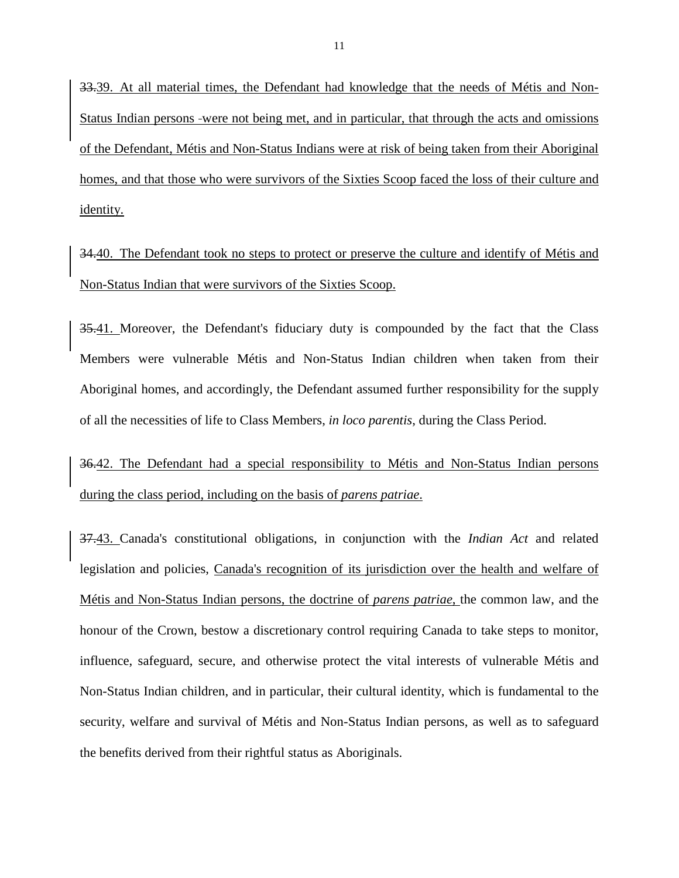~~33.~~39. At all material times, the Defendant had knowledge that the needs of Métis and Non-Status Indian persons -were not being met, and in particular, that through the acts and omissions of the Defendant, Métis and Non-Status Indians were at risk of being taken from their Aboriginal homes, and that those who were survivors of the Sixties Scoop faced the loss of their culture and identity.

~~34.~~40. The Defendant took no steps to protect or preserve the culture and identify of Métis and Non-Status Indian that were survivors of the Sixties Scoop.

~~35.~~41. Moreover, the Defendant's fiduciary duty is compounded by the fact that the Class Members were vulnerable Métis and Non-Status Indian children when taken from their Aboriginal homes, and accordingly, the Defendant assumed further responsibility for the supply of all the necessities of life to Class Members, *in loco parentis*, during the Class Period.

~~36.~~42. The Defendant had a special responsibility to Métis and Non-Status Indian persons during the class period, including on the basis of *parens patriae*.

~~37.~~43. Canada's constitutional obligations, in conjunction with the *Indian Act* and related legislation and policies, Canada's recognition of its jurisdiction over the health and welfare of Métis and Non-Status Indian persons, the doctrine of *parens patriae*, the common law, and the honour of the Crown, bestow a discretionary control requiring Canada to take steps to monitor, influence, safeguard, secure, and otherwise protect the vital interests of vulnerable Métis and Non-Status Indian children, and in particular, their cultural identity, which is fundamental to the security, welfare and survival of Métis and Non-Status Indian persons, as well as to safeguard the benefits derived from their rightful status as Aboriginals.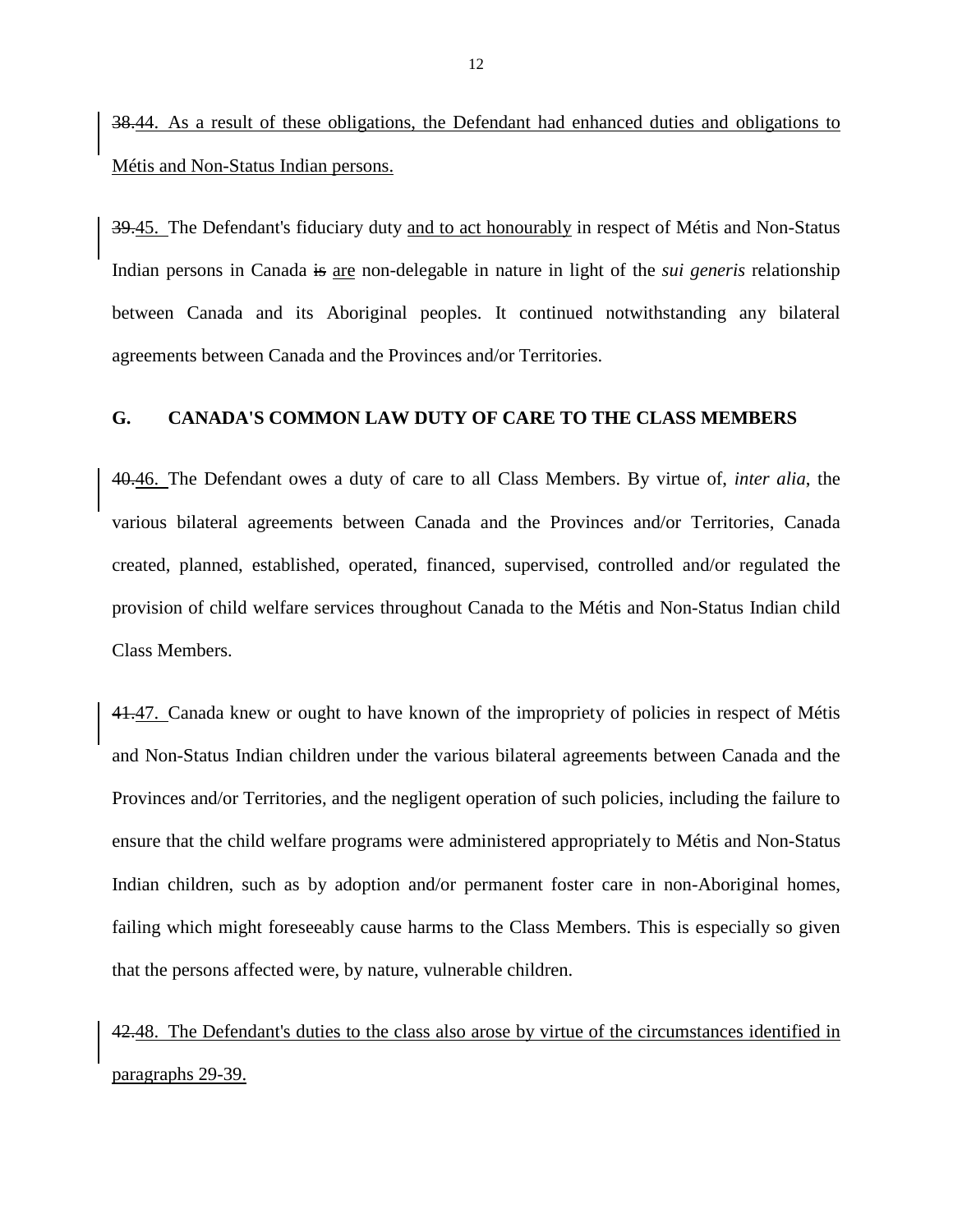~~38.~~44. As a result of these obligations, the Defendant had enhanced duties and obligations to Métis and Non-Status Indian persons.

~~39.~~45. The Defendant's fiduciary duty and to act honourably in respect of Métis and Non-Status Indian persons in Canada ~~is~~ are non-delegable in nature in light of the *sui generis* relationship between Canada and its Aboriginal peoples. It continued notwithstanding any bilateral agreements between Canada and the Provinces and/or Territories.

## G. CANADA'S COMMON LAW DUTY OF CARE TO THE CLASS MEMBERS

~~40.~~46. The Defendant owes a duty of care to all Class Members. By virtue of, *inter alia*, the various bilateral agreements between Canada and the Provinces and/or Territories, Canada created, planned, established, operated, financed, supervised, controlled and/or regulated the provision of child welfare services throughout Canada to the Métis and Non-Status Indian child Class Members.

~~41.~~47. Canada knew or ought to have known of the impropriety of policies in respect of Métis and Non-Status Indian children under the various bilateral agreements between Canada and the Provinces and/or Territories, and the negligent operation of such policies, including the failure to ensure that the child welfare programs were administered appropriately to Métis and Non-Status Indian children, such as by adoption and/or permanent foster care in non-Aboriginal homes, failing which might foreseeably cause harms to the Class Members. This is especially so given that the persons affected were, by nature, vulnerable children.

~~42.~~48. The Defendant's duties to the class also arose by virtue of the circumstances identified in paragraphs 29-39.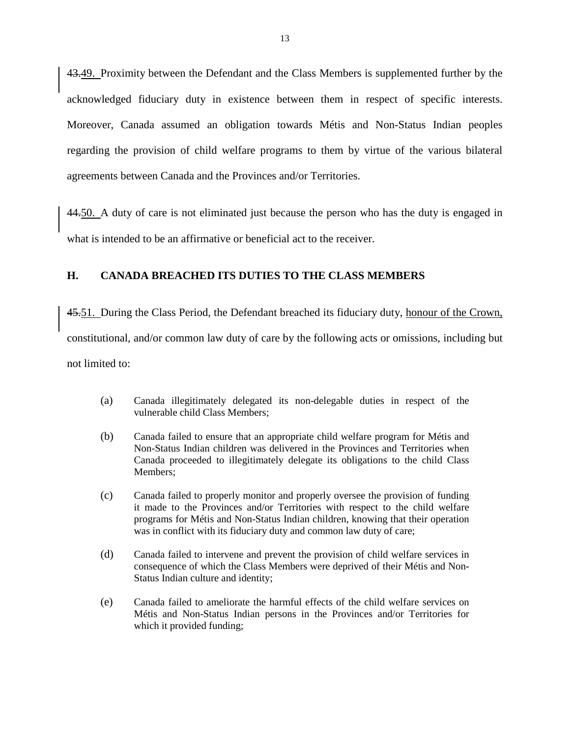~~43.~~49. Proximity between the Defendant and the Class Members is supplemented further by the acknowledged fiduciary duty in existence between them in respect of specific interests. Moreover, Canada assumed an obligation towards Métis and Non-Status Indian peoples regarding the provision of child welfare programs to them by virtue of the various bilateral agreements between Canada and the Provinces and/or Territories.

~~44.~~50. A duty of care is not eliminated just because the person who has the duty is engaged in what is intended to be an affirmative or beneficial act to the receiver.

## H. CANADA BREACHED ITS DUTIES TO THE CLASS MEMBERS

~~45.~~51. During the Class Period, the Defendant breached its fiduciary duty, honour of the Crown, constitutional, and/or common law duty of care by the following acts or omissions, including but not limited to:

(a) Canada illegitimately delegated its non-delegable duties in respect of the vulnerable child Class Members;

(b) Canada failed to ensure that an appropriate child welfare program for Métis and Non-Status Indian children was delivered in the Provinces and Territories when Canada proceeded to illegitimately delegate its obligations to the child Class Members;

(c) Canada failed to properly monitor and properly oversee the provision of funding it made to the Provinces and/or Territories with respect to the child welfare programs for Métis and Non-Status Indian children, knowing that their operation was in conflict with its fiduciary duty and common law duty of care;

(d) Canada failed to intervene and prevent the provision of child welfare services in consequence of which the Class Members were deprived of their Métis and Non-Status Indian culture and identity;

(e) Canada failed to ameliorate the harmful effects of the child welfare services on Métis and Non-Status Indian persons in the Provinces and/or Territories for which it provided funding;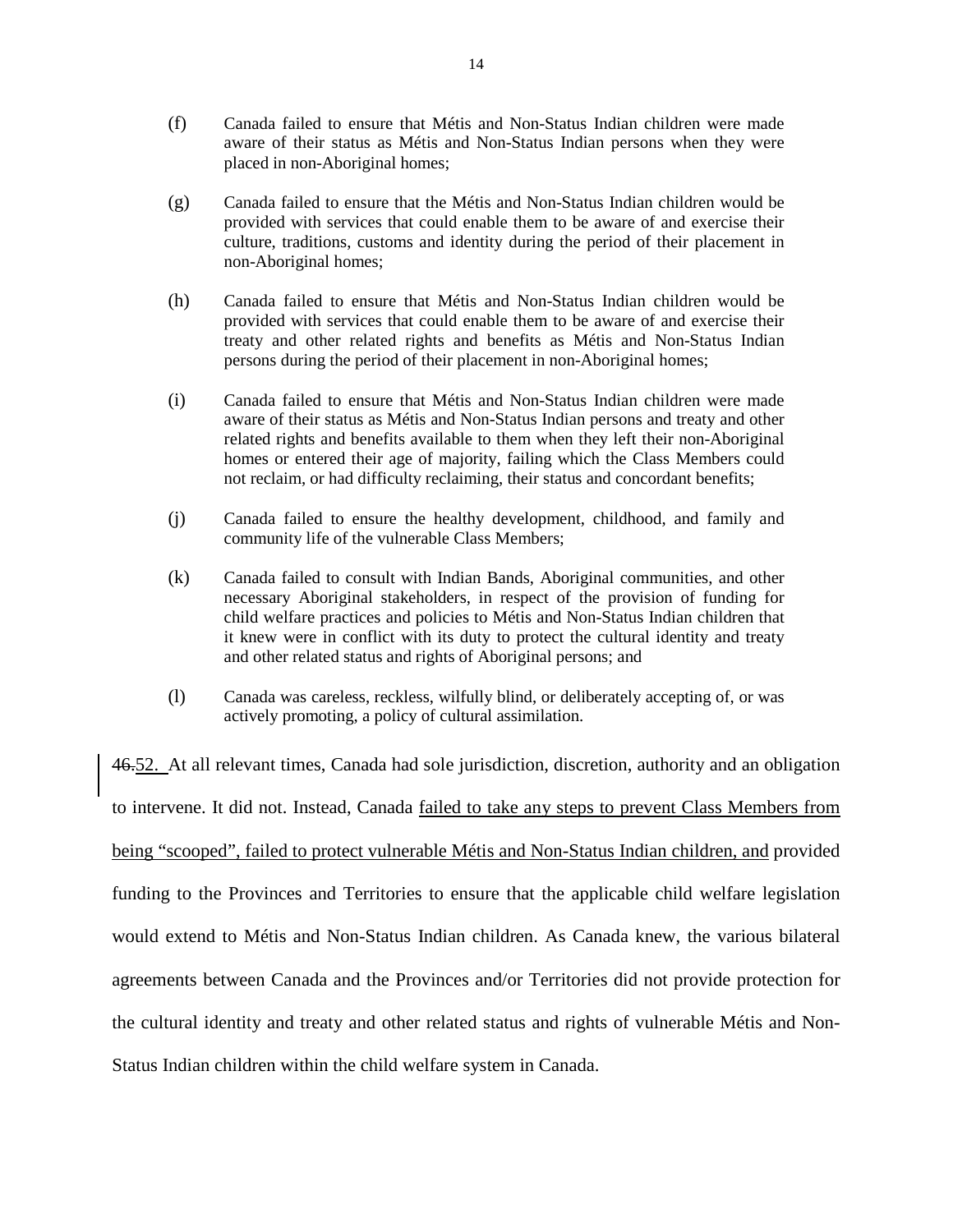(f) Canada failed to ensure that Métis and Non-Status Indian children were made aware of their status as Métis and Non-Status Indian persons when they were placed in non-Aboriginal homes;

(g) Canada failed to ensure that the Métis and Non-Status Indian children would be provided with services that could enable them to be aware of and exercise their culture, traditions, customs and identity during the period of their placement in non-Aboriginal homes;

(h) Canada failed to ensure that Métis and Non-Status Indian children would be provided with services that could enable them to be aware of and exercise their treaty and other related rights and benefits as Métis and Non-Status Indian persons during the period of their placement in non-Aboriginal homes;

(i) Canada failed to ensure that Métis and Non-Status Indian children were made aware of their status as Métis and Non-Status Indian persons and treaty and other related rights and benefits available to them when they left their non-Aboriginal homes or entered their age of majority, failing which the Class Members could not reclaim, or had difficulty reclaiming, their status and concordant benefits;

(j) Canada failed to ensure the healthy development, childhood, and family and community life of the vulnerable Class Members;

(k) Canada failed to consult with Indian Bands, Aboriginal communities, and other necessary Aboriginal stakeholders, in respect of the provision of funding for child welfare practices and policies to Métis and Non-Status Indian children that it knew were in conflict with its duty to protect the cultural identity and treaty and other related status and rights of Aboriginal persons; and

(l) Canada was careless, reckless, wilfully blind, or deliberately accepting of, or was actively promoting, a policy of cultural assimilation.

~~46.~~52. At all relevant times, Canada had sole jurisdiction, discretion, authority and an obligation to intervene. It did not. Instead, Canada failed to take any steps to prevent Class Members from being "scooped", failed to protect vulnerable Métis and Non-Status Indian children, and provided funding to the Provinces and Territories to ensure that the applicable child welfare legislation would extend to Métis and Non-Status Indian children. As Canada knew, the various bilateral agreements between Canada and the Provinces and/or Territories did not provide protection for the cultural identity and treaty and other related status and rights of vulnerable Métis and Non-Status Indian children within the child welfare system in Canada.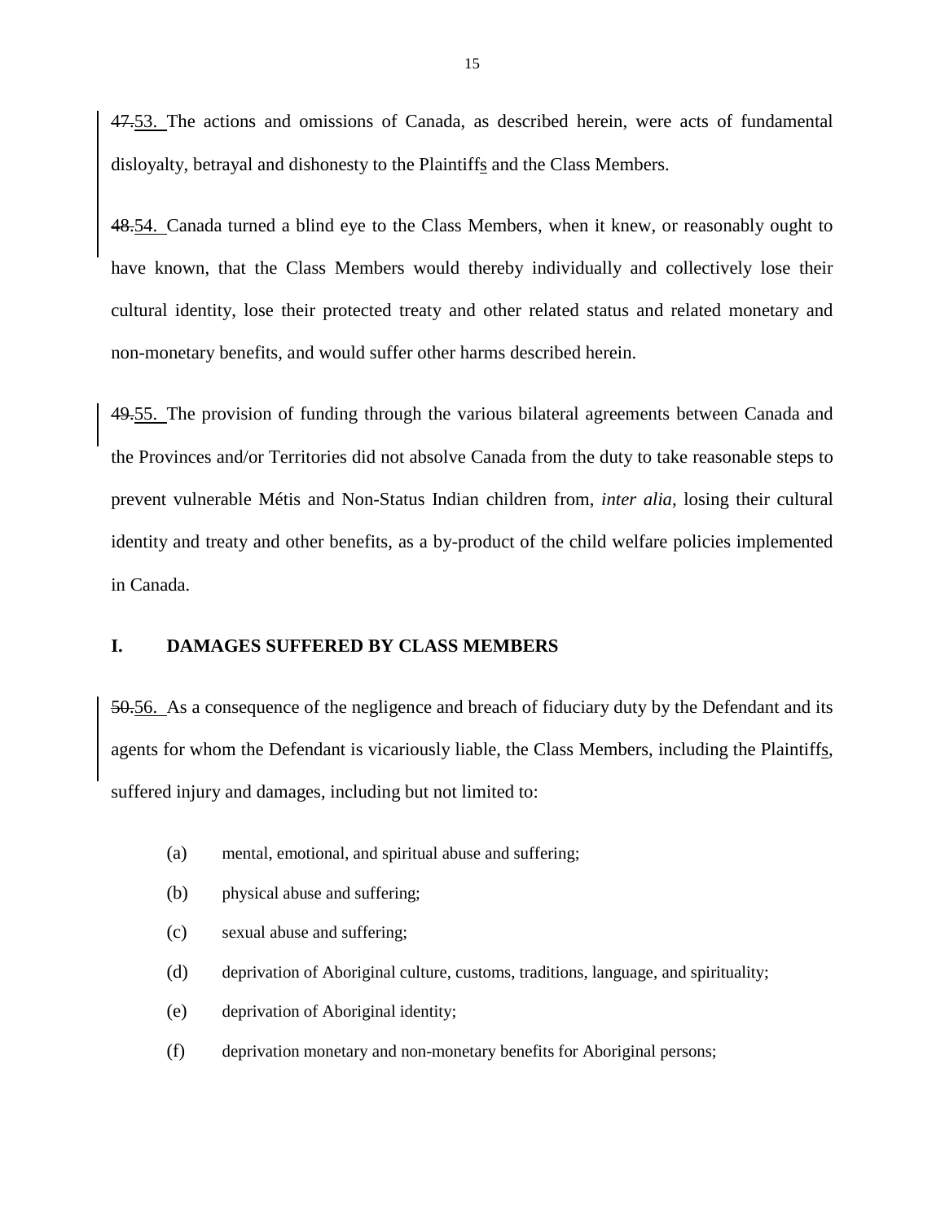~~47.~~53. The actions and omissions of Canada, as described herein, were acts of fundamental disloyalty, betrayal and dishonesty to the Plaintiffs and the Class Members.

~~48.~~54. Canada turned a blind eye to the Class Members, when it knew, or reasonably ought to have known, that the Class Members would thereby individually and collectively lose their cultural identity, lose their protected treaty and other related status and related monetary and non-monetary benefits, and would suffer other harms described herein.

~~49.~~55. The provision of funding through the various bilateral agreements between Canada and the Provinces and/or Territories did not absolve Canada from the duty to take reasonable steps to prevent vulnerable Métis and Non-Status Indian children from, *inter alia*, losing their cultural identity and treaty and other benefits, as a by-product of the child welfare policies implemented in Canada.

## I. DAMAGES SUFFERED BY CLASS MEMBERS

~~50.~~56. As a consequence of the negligence and breach of fiduciary duty by the Defendant and its agents for whom the Defendant is vicariously liable, the Class Members, including the Plaintiffs, suffered injury and damages, including but not limited to:

(a) mental, emotional, and spiritual abuse and suffering;

(b) physical abuse and suffering;

(c) sexual abuse and suffering;

(d) deprivation of Aboriginal culture, customs, traditions, language, and spirituality;

(e) deprivation of Aboriginal identity;

(f) deprivation monetary and non-monetary benefits for Aboriginal persons;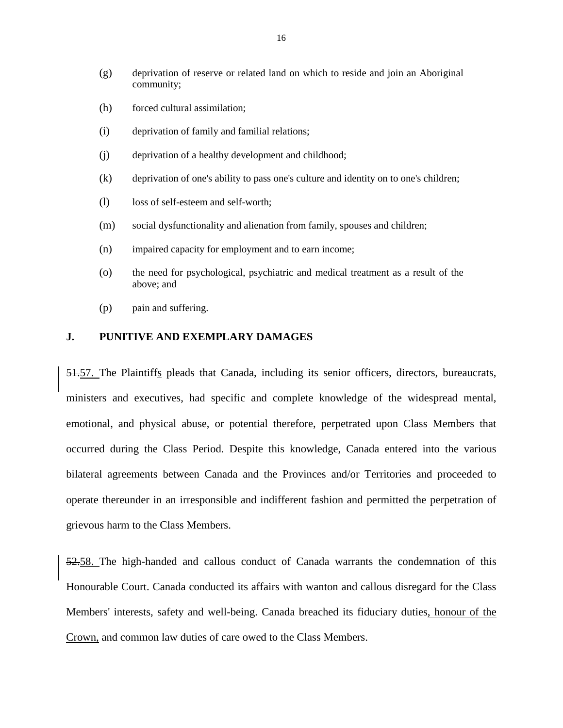(g) deprivation of reserve or related land on which to reside and join an Aboriginal community;

(h) forced cultural assimilation;

(i) deprivation of family and familial relations;

(j) deprivation of a healthy development and childhood;

(k) deprivation of one's ability to pass one's culture and identity on to one's children;

(l) loss of self-esteem and self-worth;

(m) social dysfunctionality and alienation from family, spouses and children;

(n) impaired capacity for employment and to earn income;

(o) the need for psychological, psychiatric and medical treatment as a result of the above; and

(p) pain and suffering.

## J. PUNITIVE AND EXEMPLARY DAMAGES

~~51.~~57. The Plaintiffs pleads that Canada, including its senior officers, directors, bureaucrats, ministers and executives, had specific and complete knowledge of the widespread mental, emotional, and physical abuse, or potential therefore, perpetrated upon Class Members that occurred during the Class Period. Despite this knowledge, Canada entered into the various bilateral agreements between Canada and the Provinces and/or Territories and proceeded to operate thereunder in an irresponsible and indifferent fashion and permitted the perpetration of grievous harm to the Class Members.

~~52.~~58. The high-handed and callous conduct of Canada warrants the condemnation of this Honourable Court. Canada conducted its affairs with wanton and callous disregard for the Class Members' interests, safety and well-being. Canada breached its fiduciary duties, honour of the Crown, and common law duties of care owed to the Class Members.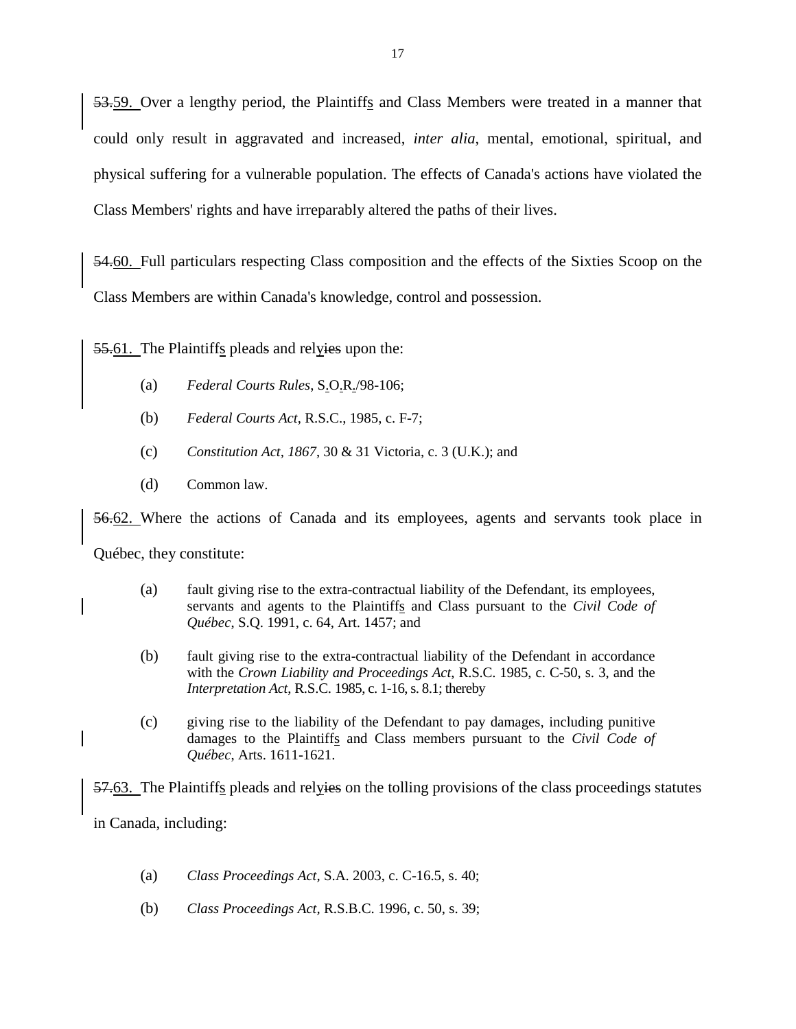~~53.~~59. Over a lengthy period, the Plaintiffs and Class Members were treated in a manner that could only result in aggravated and increased, *inter alia*, mental, emotional, spiritual, and physical suffering for a vulnerable population. The effects of Canada's actions have violated the Class Members' rights and have irreparably altered the paths of their lives.

~~54.~~60. Full particulars respecting Class composition and the effects of the Sixties Scoop on the Class Members are within Canada's knowledge, control and possession.

~~55.~~61. The Plaintiffs plead~~s~~ and rely~~ies~~ upon the:

(a) *Federal Courts Rules*, S.O.R./98-106;

(b) *Federal Courts Act*, R.S.C., 1985, c. F-7;

(c) *Constitution Act, 1867*, 30 & 31 Victoria, c. 3 (U.K.); and

(d) Common law.

~~56.~~62. Where the actions of Canada and its employees, agents and servants took place in Québec, they constitute:

(a) fault giving rise to the extra-contractual liability of the Defendant, its employees, servants and agents to the Plaintiffs and Class pursuant to the *Civil Code of Québec*, S.Q. 1991, c. 64, Art. 1457; and

(b) fault giving rise to the extra-contractual liability of the Defendant in accordance with the *Crown Liability and Proceedings Act*, R.S.C. 1985, c. C-50, s. 3, and the *Interpretation Act*, R.S.C. 1985, c. 1-16, s. 8.1; thereby

(c) giving rise to the liability of the Defendant to pay damages, including punitive damages to the Plaintiffs and Class members pursuant to the *Civil Code of Québec*, Arts. 1611-1621.

~~57.~~63. The Plaintiffs plead~~s~~ and rely~~ies~~ on the tolling provisions of the class proceedings statutes in Canada, including:

(a) *Class Proceedings Act*, S.A. 2003, c. C-16.5, s. 40;

(b) *Class Proceedings Act*, R.S.B.C. 1996, c. 50, s. 39;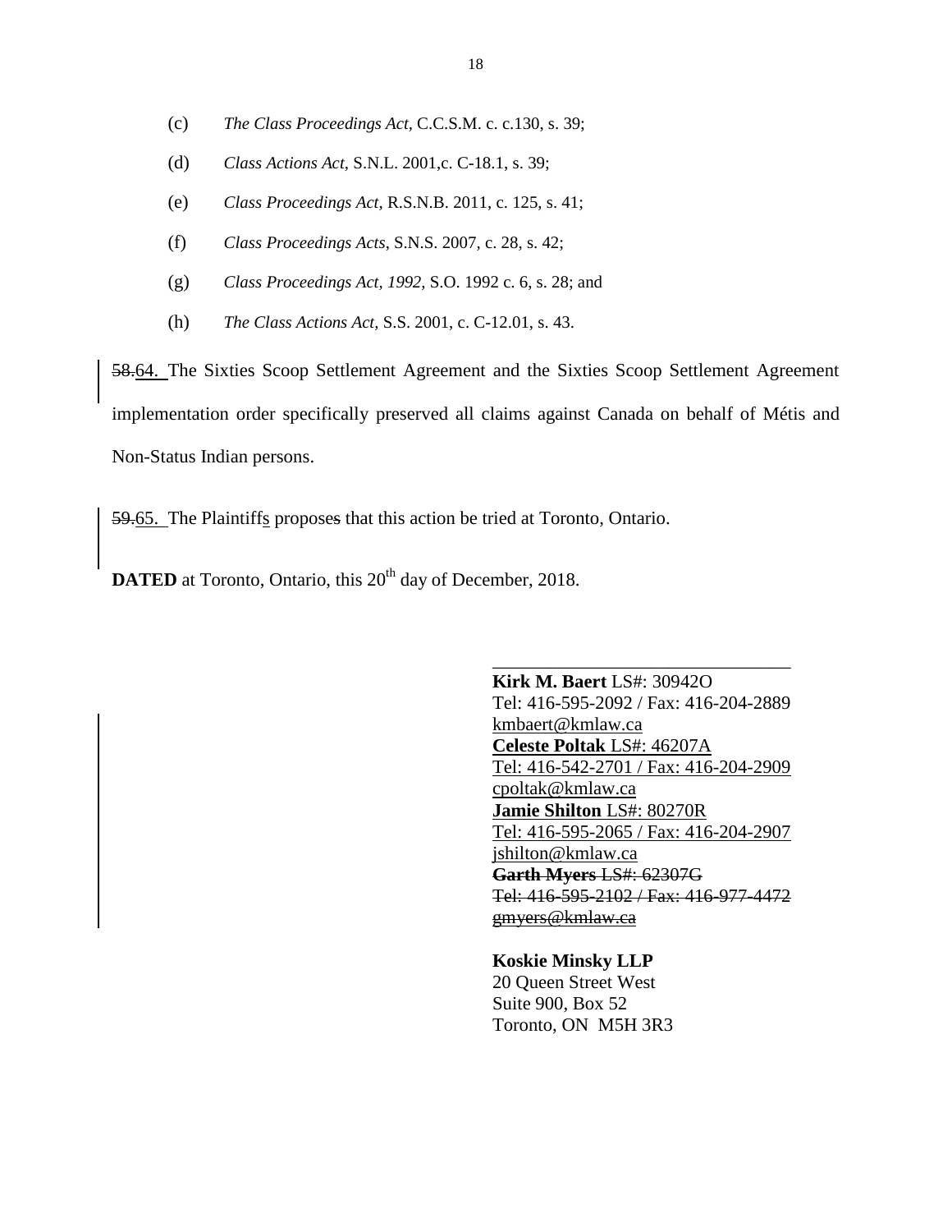(c) *The Class Proceedings Act*, C.C.S.M. c. c.130, s. 39;

(d) *Class Actions Act*, S.N.L. 2001,c. C-18.1, s. 39;

(e) *Class Proceedings Act*, R.S.N.B. 2011, c. 125, s. 41;

(f) *Class Proceedings Acts*, S.N.S. 2007, c. 28, s. 42;

(g) *Class Proceedings Act, 1992*, S.O. 1992 c. 6, s. 28; and

(h) *The Class Actions Act*, S.S. 2001, c. C-12.01, s. 43.

~~58.~~64. The Sixties Scoop Settlement Agreement and the Sixties Scoop Settlement Agreement implementation order specifically preserved all claims against Canada on behalf of Métis and Non-Status Indian persons.

~~59.~~65. The Plaintiffs propose~~s~~ that this action be tried at Toronto, Ontario.

**DATED** at Toronto, Ontario, this 20th day of December, 2018.

\_\_\_\_\_\_\_\_\_\_\_\_\_\_\_\_\_\_\_\_\_\_\_\_\_\_\_\_\_\_\_\_

**Kirk M. Baert** LS#: 30942O
Tel: 416-595-2092 / Fax: 416-204-2889
kmbaert@kmlaw.ca
**Celeste Poltak** LS#: 46207A
Tel: 416-542-2701 / Fax: 416-204-2909
cpoltak@kmlaw.ca
**Jamie Shilton** LS#: 80270R
Tel: 416-595-2065 / Fax: 416-204-2907
jshilton@kmlaw.ca
~~**Garth Myers** LS#: 62307G~~
~~Tel: 416-595-2102 / Fax: 416-977-4472~~
~~gmyers@kmlaw.ca~~

**Koskie Minsky LLP**
20 Queen Street West
Suite 900, Box 52
Toronto, ON M5H 3R3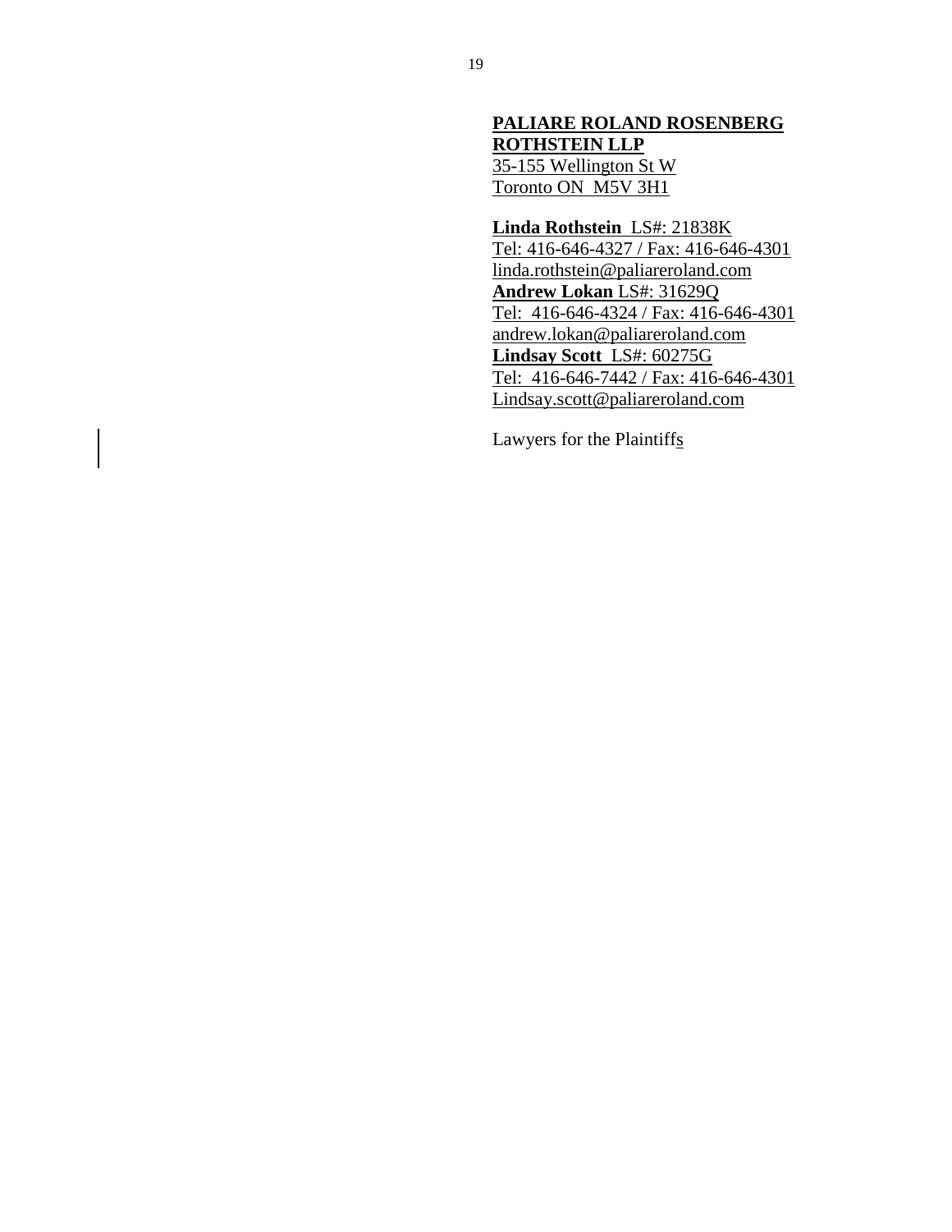**PALIARE ROLAND ROSENBERG ROTHSTEIN LLP**
35-155 Wellington St W
Toronto ON  M5V 3H1

**Linda Rothstein** LS#: 21838K
Tel: 416-646-4327 / Fax: 416-646-4301
linda.rothstein@paliareroland.com
**Andrew Lokan** LS#: 31629Q
Tel: 416-646-4324 / Fax: 416-646-4301
andrew.lokan@paliareroland.com
**Lindsay Scott** LS#: 60275G
Tel: 416-646-7442 / Fax: 416-646-4301
Lindsay.scott@paliareroland.com

Lawyers for the Plaintiffs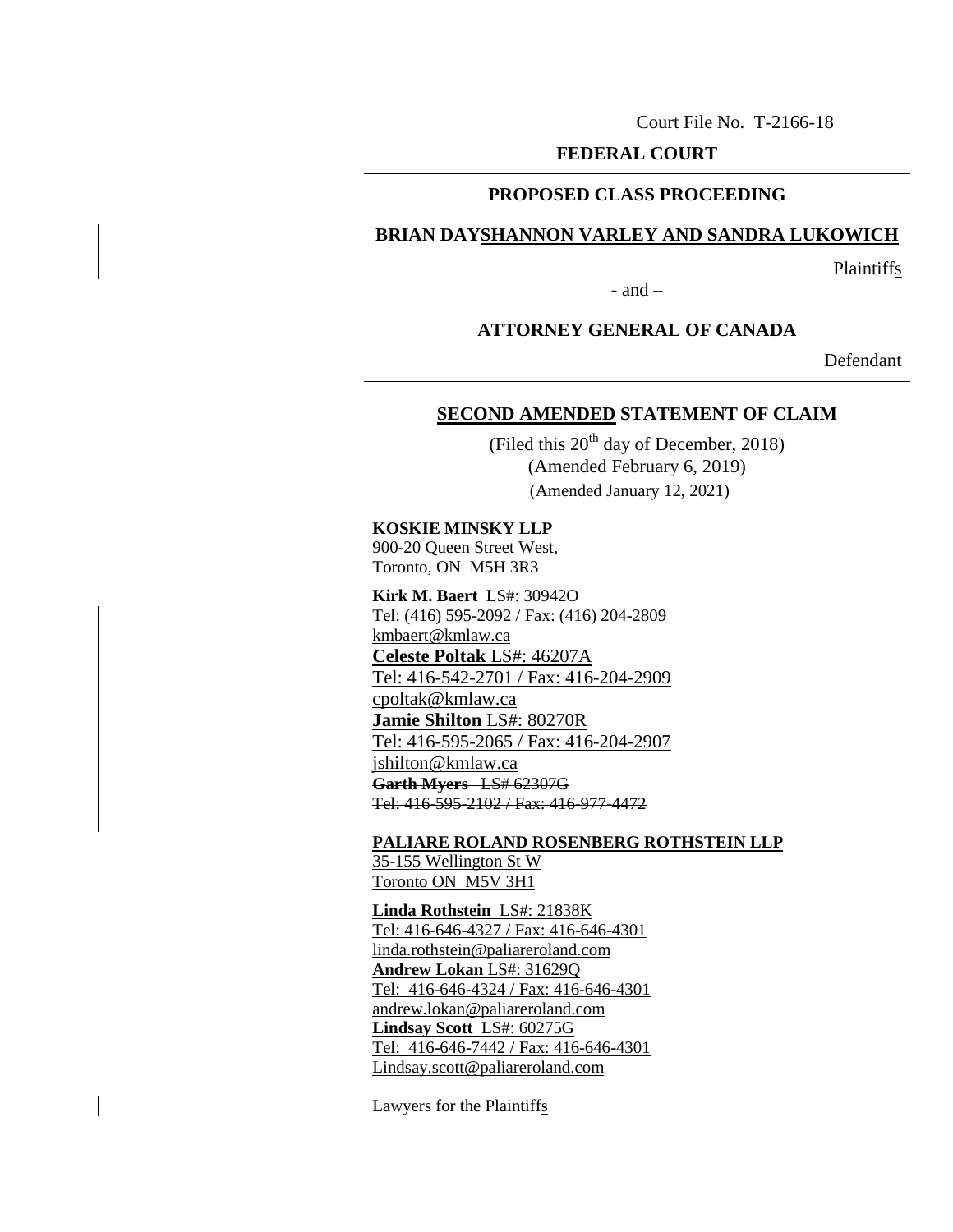Court File No. T-2166-18

**FEDERAL COURT**

---

**PROPOSED CLASS PROCEEDING**

**~~BRIAN DAY~~SHANNON VARLEY AND SANDRA LUKOWICH**

Plaintiffs

- and –

**ATTORNEY GENERAL OF CANADA**

Defendant

---

**SECOND AMENDED STATEMENT OF CLAIM**

(Filed this 20th day of December, 2018)
(Amended February 6, 2019)
(Amended January 12, 2021)

---

**KOSKIE MINSKY LLP**
900-20 Queen Street West,
Toronto, ON M5H 3R3

**Kirk M. Baert** LS#: 30942O
Tel: (416) 595-2092 / Fax: (416) 204-2809
kmbaert@kmlaw.ca
**Celeste Poltak** LS#: 46207A
Tel: 416-542-2701 / Fax: 416-204-2909
cpoltak@kmlaw.ca
**Jamie Shilton** LS#: 80270R
Tel: 416-595-2065 / Fax: 416-204-2907
jshilton@kmlaw.ca
~~**Garth Myers** LS# 62307G~~
~~Tel: 416-595-2102 / Fax: 416-977-4472~~

**PALIARE ROLAND ROSENBERG ROTHSTEIN LLP**
35-155 Wellington St W
Toronto ON M5V 3H1

**Linda Rothstein** LS#: 21838K
Tel: 416-646-4327 / Fax: 416-646-4301
linda.rothstein@paliareroland.com
**Andrew Lokan** LS#: 31629Q
Tel: 416-646-4324 / Fax: 416-646-4301
andrew.lokan@paliareroland.com
**Lindsay Scott** LS#: 60275G
Tel: 416-646-7442 / Fax: 416-646-4301
Lindsay.scott@paliareroland.com

Lawyers for the Plaintiffs